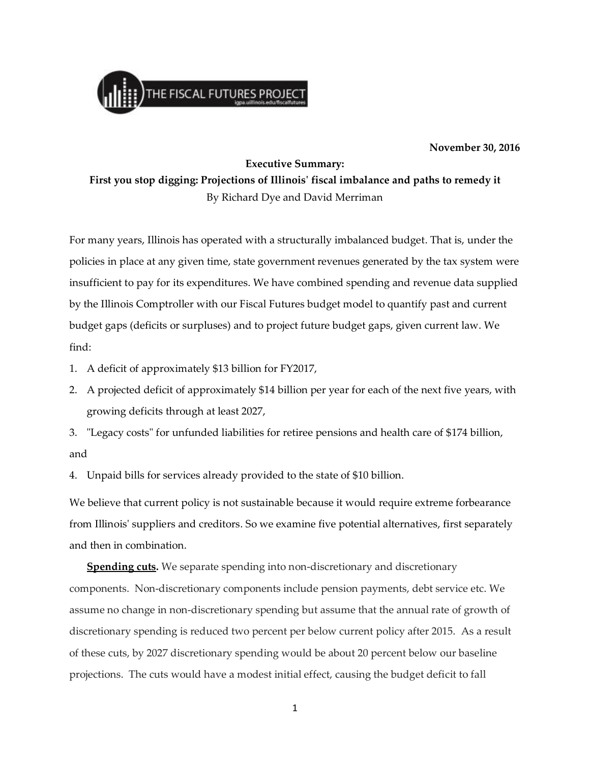November 30, 2016

**Executive Summary:**

**First you stop digging: Projections of Illinois' fiscal imbalance and paths to remedy it**

By Richard Dye and David Merriman

For many years, Illinois has operated with a structurally imbalanced budget. That is, under the policies in place at any given time, state government revenues generated by the tax system were insufficient to pay for its expenditures. We have combined spending and revenue data supplied by the Illinois Comptroller with our Fiscal Futures budget model to quantify past and current budget gaps (deficits or surpluses) and to project future budget gaps, given current law. We find:

1. A deficit of approximately $13 billion for FY2017,
2. A projected deficit of approximately $14 billion per year for each of the next five years, with growing deficits through at least 2027,
3. "Legacy costs" for unfunded liabilities for retiree pensions and health care of $174 billion, and
4. Unpaid bills for services already provided to the state of $10 billion.

We believe that current policy is not sustainable because it would require extreme forbearance from Illinois' suppliers and creditors. So we examine five potential alternatives, first separately and then in combination.

**Spending cuts.** We separate spending into non-discretionary and discretionary components. Non-discretionary components include pension payments, debt service etc. We assume no change in non-discretionary spending but assume that the annual rate of growth of discretionary spending is reduced two percent per below current policy after 2015. As a result of these cuts, by 2027 discretionary spending would be about 20 percent below our baseline projections. The cuts would have a modest initial effect, causing the budget deficit to fall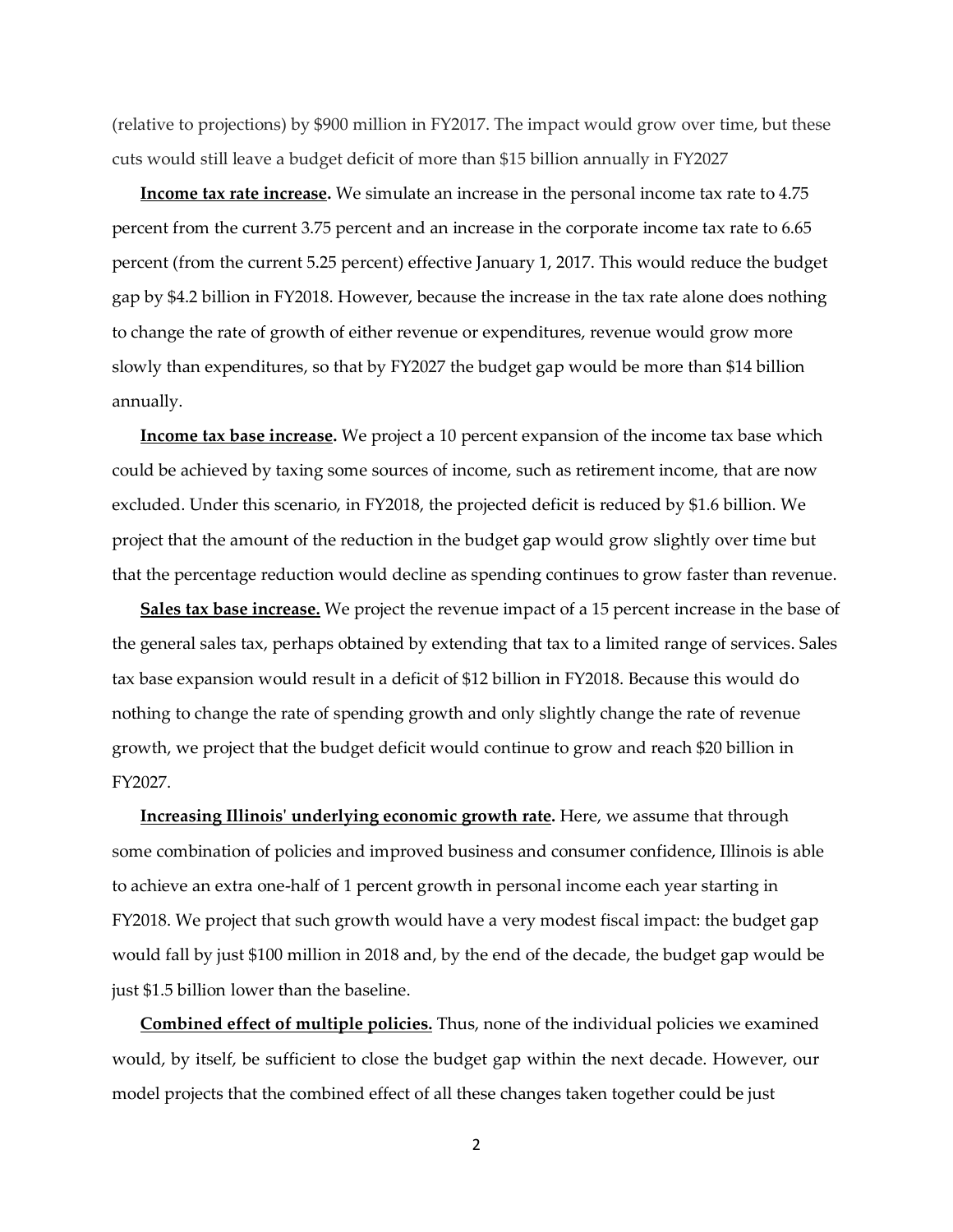(relative to projections) by $900 million in FY2017. The impact would grow over time, but these cuts would still leave a budget deficit of more than $15 billion annually in FY2027

**Income tax rate increase.** We simulate an increase in the personal income tax rate to 4.75 percent from the current 3.75 percent and an increase in the corporate income tax rate to 6.65 percent (from the current 5.25 percent) effective January 1, 2017. This would reduce the budget gap by $4.2 billion in FY2018. However, because the increase in the tax rate alone does nothing to change the rate of growth of either revenue or expenditures, revenue would grow more slowly than expenditures, so that by FY2027 the budget gap would be more than $14 billion annually.

**Income tax base increase.** We project a 10 percent expansion of the income tax base which could be achieved by taxing some sources of income, such as retirement income, that are now excluded. Under this scenario, in FY2018, the projected deficit is reduced by $1.6 billion. We project that the amount of the reduction in the budget gap would grow slightly over time but that the percentage reduction would decline as spending continues to grow faster than revenue.

**Sales tax base increase.** We project the revenue impact of a 15 percent increase in the base of the general sales tax, perhaps obtained by extending that tax to a limited range of services. Sales tax base expansion would result in a deficit of $12 billion in FY2018. Because this would do nothing to change the rate of spending growth and only slightly change the rate of revenue growth, we project that the budget deficit would continue to grow and reach $20 billion in FY2027.

**Increasing Illinois' underlying economic growth rate.** Here, we assume that through some combination of policies and improved business and consumer confidence, Illinois is able to achieve an extra one-half of 1 percent growth in personal income each year starting in FY2018. We project that such growth would have a very modest fiscal impact: the budget gap would fall by just $100 million in 2018 and, by the end of the decade, the budget gap would be just $1.5 billion lower than the baseline.

**Combined effect of multiple policies.** Thus, none of the individual policies we examined would, by itself, be sufficient to close the budget gap within the next decade. However, our model projects that the combined effect of all these changes taken together could be just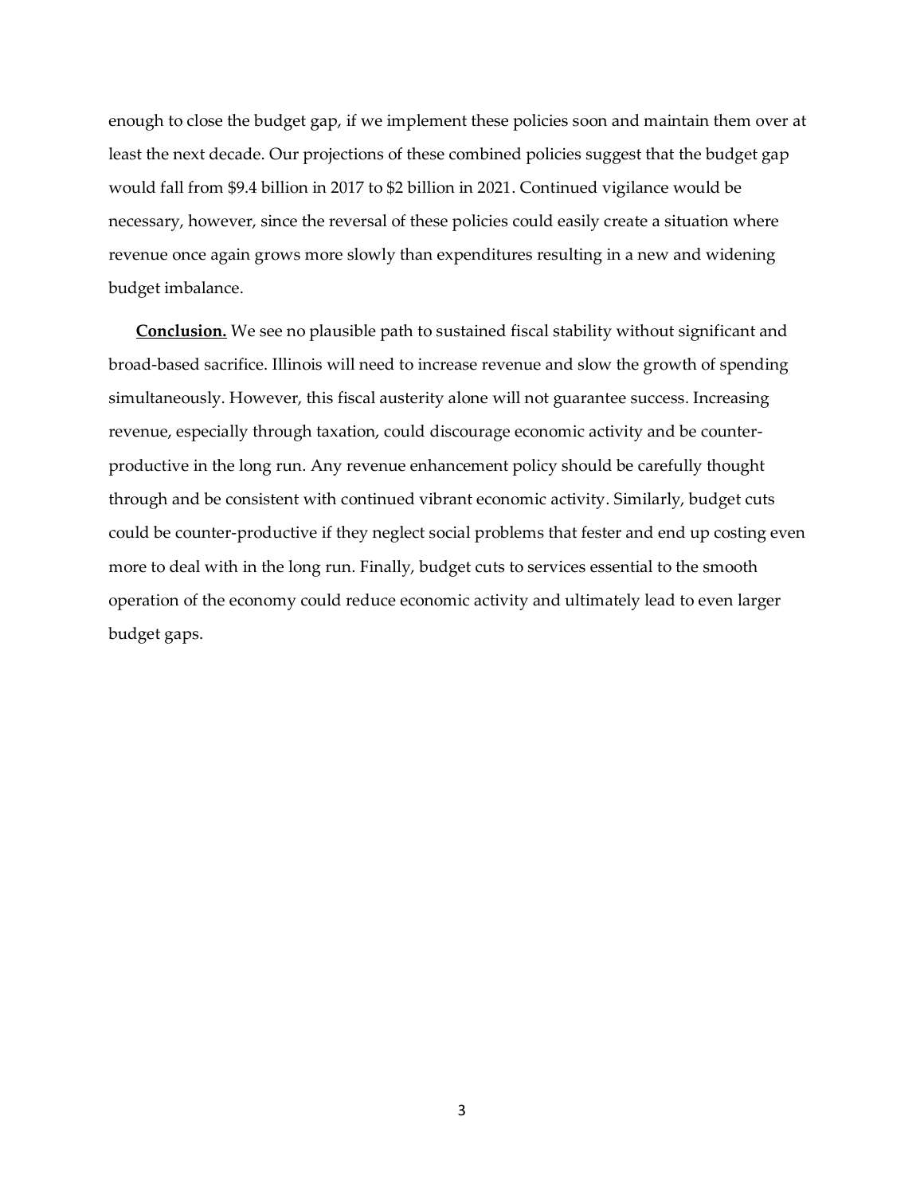enough to close the budget gap, if we implement these policies soon and maintain them over at least the next decade. Our projections of these combined policies suggest that the budget gap would fall from $9.4 billion in 2017 to $2 billion in 2021. Continued vigilance would be necessary, however, since the reversal of these policies could easily create a situation where revenue once again grows more slowly than expenditures resulting in a new and widening budget imbalance.

**Conclusion.** We see no plausible path to sustained fiscal stability without significant and broad-based sacrifice. Illinois will need to increase revenue and slow the growth of spending simultaneously. However, this fiscal austerity alone will not guarantee success. Increasing revenue, especially through taxation, could discourage economic activity and be counter-productive in the long run. Any revenue enhancement policy should be carefully thought through and be consistent with continued vibrant economic activity. Similarly, budget cuts could be counter-productive if they neglect social problems that fester and end up costing even more to deal with in the long run. Finally, budget cuts to services essential to the smooth operation of the economy could reduce economic activity and ultimately lead to even larger budget gaps.